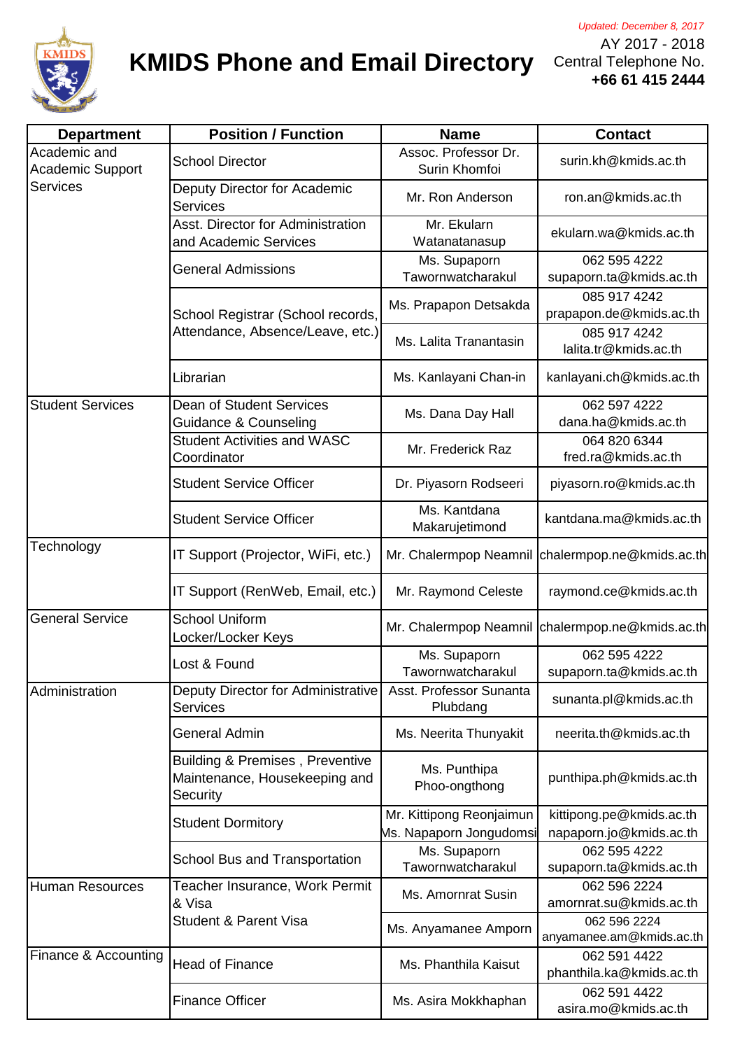# KMIDS Phone and Email Directory

*Updated: December 8, 2017*

AY 2017 - 2018
Central Telephone No.
**+66 61 415 2444**

| Department | Position / Function | Name | Contact |
|---|---|---|---|
| Academic and Academic Support Services | School Director | Assoc. Professor Dr. Surin Khomfoi | surin.kh@kmids.ac.th |
| | Deputy Director for Academic Services | Mr. Ron Anderson | ron.an@kmids.ac.th |
| | Asst. Director for Administration and Academic Services | Mr. Ekularn Watanatanasup | ekularn.wa@kmids.ac.th |
| | General Admissions | Ms. Supaporn Tawornwatcharakul | 062 595 4222 supaporn.ta@kmids.ac.th |
| | School Registrar (School records, Attendance, Absence/Leave, etc.) | Ms. Prapapon Detsakda | 085 917 4242 prapapon.de@kmids.ac.th |
| | | Ms. Lalita Tranantasin | 085 917 4242 lalita.tr@kmids.ac.th |
| | Librarian | Ms. Kanlayani Chan-in | kanlayani.ch@kmids.ac.th |
| Student Services | Dean of Student Services Guidance & Counseling | Ms. Dana Day Hall | 062 597 4222 dana.ha@kmids.ac.th |
| | Student Activities and WASC Coordinator | Mr. Frederick Raz | 064 820 6344 fred.ra@kmids.ac.th |
| | Student Service Officer | Dr. Piyasorn Rodseeri | piyasorn.ro@kmids.ac.th |
| | Student Service Officer | Ms. Kantdana Makarujetimond | kantdana.ma@kmids.ac.th |
| Technology | IT Support (Projector, WiFi, etc.) | Mr. Chalermpop Neamnil | chalermpop.ne@kmids.ac.th |
| | IT Support (RenWeb, Email, etc.) | Mr. Raymond Celeste | raymond.ce@kmids.ac.th |
| General Service | School Uniform Locker/Locker Keys | Mr. Chalermpop Neamnil | chalermpop.ne@kmids.ac.th |
| | Lost & Found | Ms. Supaporn Tawornwatcharakul | 062 595 4222 supaporn.ta@kmids.ac.th |
| Administration | Deputy Director for Administrative Services | Asst. Professor Sunanta Plubdang | sunanta.pl@kmids.ac.th |
| | General Admin | Ms. Neerita Thunyakit | neerita.th@kmids.ac.th |
| | Building & Premises , Preventive Maintenance, Housekeeping and Security | Ms. Punthipa Phoo-ongthong | punthipa.ph@kmids.ac.th |
| | Student Dormitory | Mr. Kittipong Reonjaimun Ms. Napaporn Jongudomsi | kittipong.pe@kmids.ac.th napaporn.jo@kmids.ac.th |
| | School Bus and Transportation | Ms. Supaporn Tawornwatcharakul | 062 595 4222 supaporn.ta@kmids.ac.th |
| Human Resources | Teacher Insurance, Work Permit & Visa Student & Parent Visa | Ms. Amornrat Susin | 062 596 2224 amornrat.su@kmids.ac.th |
| | | Ms. Anyamanee Amporn | 062 596 2224 anyamanee.am@kmids.ac.th |
| Finance & Accounting | Head of Finance | Ms. Phanthila Kaisut | 062 591 4422 phanthila.ka@kmids.ac.th |
| | Finance Officer | Ms. Asira Mokkhaphan | 062 591 4422 asira.mo@kmids.ac.th |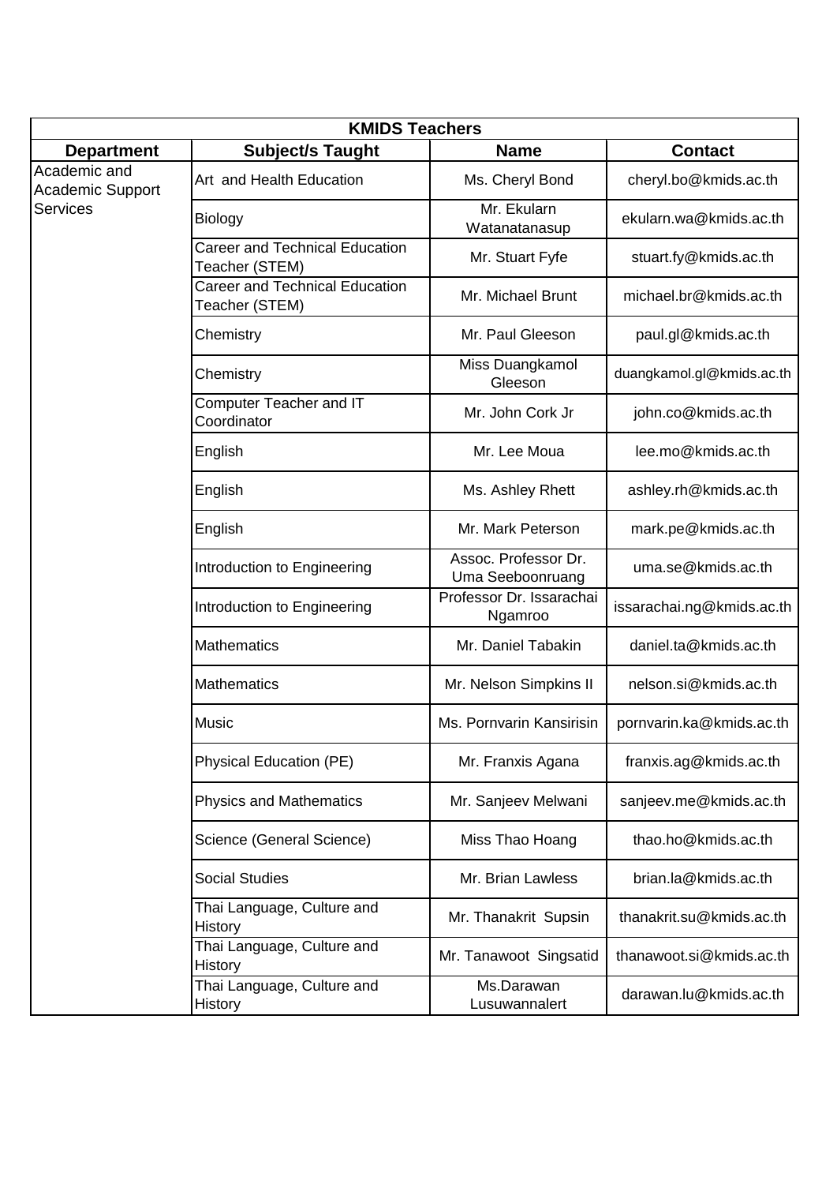| KMIDS Teachers | | | |
|---|---|---|---|
| **Department** | **Subject/s Taught** | **Name** | **Contact** |
| Academic and Academic Support Services | Art and Health Education | Ms. Cheryl Bond | cheryl.bo@kmids.ac.th |
| | Biology | Mr. Ekularn Watanatanasup | ekularn.wa@kmids.ac.th |
| | Career and Technical Education Teacher (STEM) | Mr. Stuart Fyfe | stuart.fy@kmids.ac.th |
| | Career and Technical Education Teacher (STEM) | Mr. Michael Brunt | michael.br@kmids.ac.th |
| | Chemistry | Mr. Paul Gleeson | paul.gl@kmids.ac.th |
| | Chemistry | Miss Duangkamol Gleeson | duangkamol.gl@kmids.ac.th |
| | Computer Teacher and IT Coordinator | Mr. John Cork Jr | john.co@kmids.ac.th |
| | English | Mr. Lee Moua | lee.mo@kmids.ac.th |
| | English | Ms. Ashley Rhett | ashley.rh@kmids.ac.th |
| | English | Mr. Mark Peterson | mark.pe@kmids.ac.th |
| | Introduction to Engineering | Assoc. Professor Dr. Uma Seeboonruang | uma.se@kmids.ac.th |
| | Introduction to Engineering | Professor Dr. Issarachai Ngamroo | issarachai.ng@kmids.ac.th |
| | Mathematics | Mr. Daniel Tabakin | daniel.ta@kmids.ac.th |
| | Mathematics | Mr. Nelson Simpkins II | nelson.si@kmids.ac.th |
| | Music | Ms. Pornvarin Kansirisin | pornvarin.ka@kmids.ac.th |
| | Physical Education (PE) | Mr. Franxis Agana | franxis.ag@kmids.ac.th |
| | Physics and Mathematics | Mr. Sanjeev Melwani | sanjeev.me@kmids.ac.th |
| | Science (General Science) | Miss Thao Hoang | thao.ho@kmids.ac.th |
| | Social Studies | Mr. Brian Lawless | brian.la@kmids.ac.th |
| | Thai Language, Culture and History | Mr. Thanakrit Supsin | thanakrit.su@kmids.ac.th |
| | Thai Language, Culture and History | Mr. Tanawoot Singsatid | thanawoot.si@kmids.ac.th |
| | Thai Language, Culture and History | Ms.Darawan Lusuwannalert | darawan.lu@kmids.ac.th |